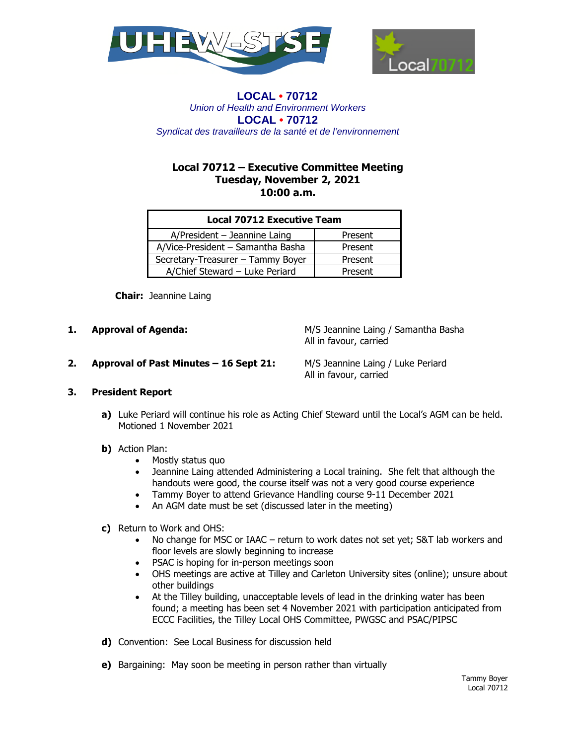**LOCAL • 70712**
*Union of Health and Environment Workers*
**LOCAL • 70712**
*Syndicat des travailleurs de la santé et de l'environnement*

# Local 70712 – Executive Committee Meeting
## Tuesday, November 2, 2021
## 10:00 a.m.

| Local 70712 Executive Team | |
|---|---|
| A/President – Jeannine Laing | Present |
| A/Vice-President – Samantha Basha | Present |
| Secretary-Treasurer – Tammy Boyer | Present |
| A/Chief Steward – Luke Periard | Present |

**Chair:** Jeannine Laing

**1. Approval of Agenda:** M/S Jeannine Laing / Samantha Basha
All in favour, carried

**2. Approval of Past Minutes – 16 Sept 21:** M/S Jeannine Laing / Luke Periard
All in favour, carried

**3. President Report**

**a)** Luke Periard will continue his role as Acting Chief Steward until the Local's AGM can be held. Motioned 1 November 2021

**b)** Action Plan:
- Mostly status quo
- Jeannine Laing attended Administering a Local training. She felt that although the handouts were good, the course itself was not a very good course experience
- Tammy Boyer to attend Grievance Handling course 9-11 December 2021
- An AGM date must be set (discussed later in the meeting)

**c)** Return to Work and OHS:
- No change for MSC or IAAC – return to work dates not set yet; S&T lab workers and floor levels are slowly beginning to increase
- PSAC is hoping for in-person meetings soon
- OHS meetings are active at Tilley and Carleton University sites (online); unsure about other buildings
- At the Tilley building, unacceptable levels of lead in the drinking water has been found; a meeting has been set 4 November 2021 with participation anticipated from ECCC Facilities, the Tilley Local OHS Committee, PWGSC and PSAC/PIPSC

**d)** Convention: See Local Business for discussion held

**e)** Bargaining: May soon be meeting in person rather than virtually

Tammy Boyer
Local 70712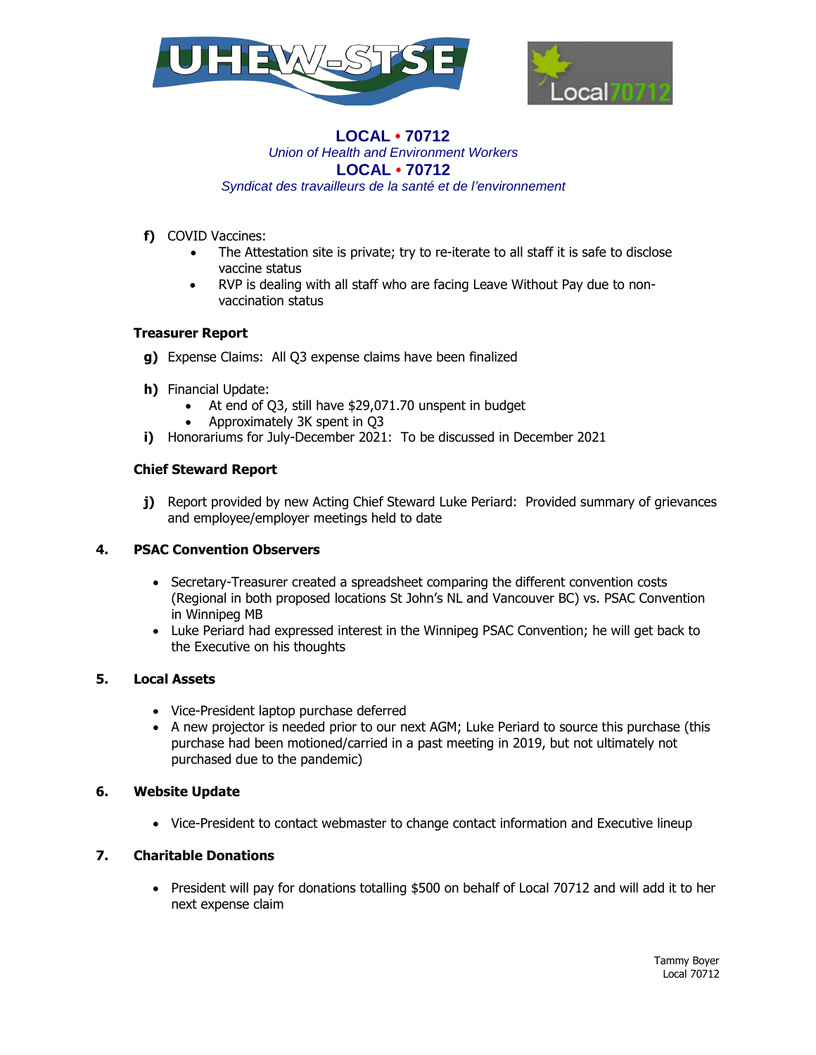**LOCAL • 70712**
*Union of Health and Environment Workers*
**LOCAL • 70712**
*Syndicat des travailleurs de la santé et de l'environnement*

**f)** COVID Vaccines:

- The Attestation site is private; try to re-iterate to all staff it is safe to disclose vaccine status
- RVP is dealing with all staff who are facing Leave Without Pay due to non-vaccination status

**Treasurer Report**

**g)** Expense Claims: All Q3 expense claims have been finalized

**h)** Financial Update:

- At end of Q3, still have $29,071.70 unspent in budget
- Approximately 3K spent in Q3

**i)** Honorariums for July-December 2021: To be discussed in December 2021

**Chief Steward Report**

**j)** Report provided by new Acting Chief Steward Luke Periard: Provided summary of grievances and employee/employer meetings held to date

## 4. PSAC Convention Observers

- Secretary-Treasurer created a spreadsheet comparing the different convention costs (Regional in both proposed locations St John's NL and Vancouver BC) vs. PSAC Convention in Winnipeg MB
- Luke Periard had expressed interest in the Winnipeg PSAC Convention; he will get back to the Executive on his thoughts

## 5. Local Assets

- Vice-President laptop purchase deferred
- A new projector is needed prior to our next AGM; Luke Periard to source this purchase (this purchase had been motioned/carried in a past meeting in 2019, but not ultimately not purchased due to the pandemic)

## 6. Website Update

- Vice-President to contact webmaster to change contact information and Executive lineup

## 7. Charitable Donations

- President will pay for donations totalling $500 on behalf of Local 70712 and will add it to her next expense claim

Tammy Boyer
Local 70712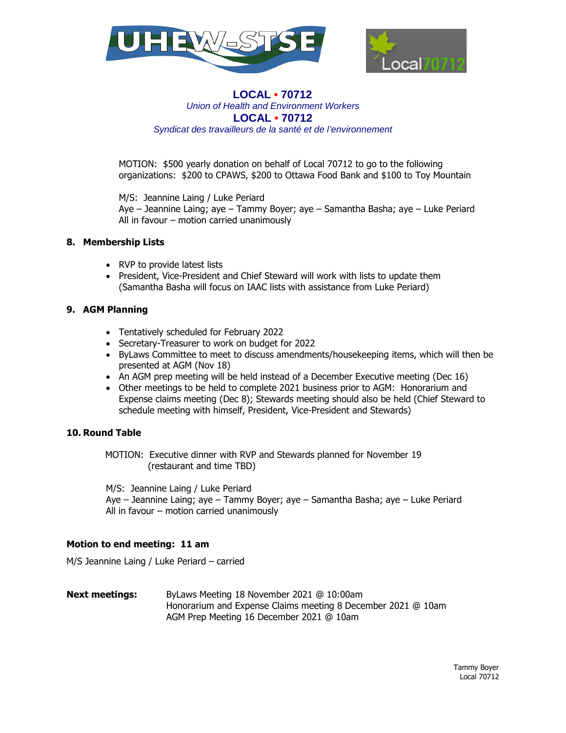**LOCAL • 70712**
*Union of Health and Environment Workers*
**LOCAL • 70712**
*Syndicat des travailleurs de la santé et de l'environnement*

MOTION: $500 yearly donation on behalf of Local 70712 to go to the following organizations: $200 to CPAWS, $200 to Ottawa Food Bank and $100 to Toy Mountain

M/S: Jeannine Laing / Luke Periard
Aye – Jeannine Laing; aye – Tammy Boyer; aye – Samantha Basha; aye – Luke Periard
All in favour – motion carried unanimously

## 8. Membership Lists

- RVP to provide latest lists
- President, Vice-President and Chief Steward will work with lists to update them (Samantha Basha will focus on IAAC lists with assistance from Luke Periard)

## 9. AGM Planning

- Tentatively scheduled for February 2022
- Secretary-Treasurer to work on budget for 2022
- ByLaws Committee to meet to discuss amendments/housekeeping items, which will then be presented at AGM (Nov 18)
- An AGM prep meeting will be held instead of a December Executive meeting (Dec 16)
- Other meetings to be held to complete 2021 business prior to AGM: Honorarium and Expense claims meeting (Dec 8); Stewards meeting should also be held (Chief Steward to schedule meeting with himself, President, Vice-President and Stewards)

## 10. Round Table

MOTION: Executive dinner with RVP and Stewards planned for November 19 (restaurant and time TBD)

M/S: Jeannine Laing / Luke Periard
Aye – Jeannine Laing; aye – Tammy Boyer; aye – Samantha Basha; aye – Luke Periard
All in favour – motion carried unanimously

**Motion to end meeting: 11 am**

M/S Jeannine Laing / Luke Periard – carried

**Next meetings:** ByLaws Meeting 18 November 2021 @ 10:00am
Honorarium and Expense Claims meeting 8 December 2021 @ 10am
AGM Prep Meeting 16 December 2021 @ 10am

Tammy Boyer
Local 70712